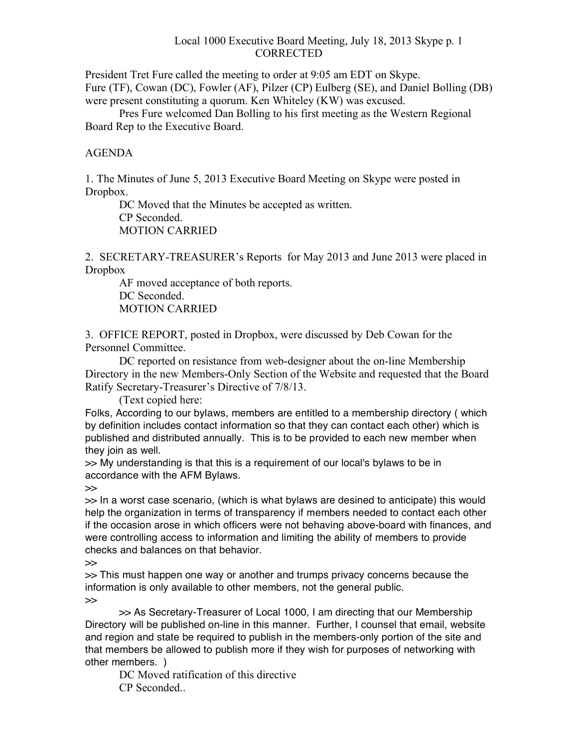# Local 1000 Executive Board Meeting, July 18, 2013 Skype p. 1
CORRECTED

President Tret Fure called the meeting to order at 9:05 am EDT on Skype.
Fure (TF), Cowan (DC), Fowler (AF), Pilzer (CP) Eulberg (SE), and Daniel Bolling (DB) were present constituting a quorum. Ken Whiteley (KW) was excused.

Pres Fure welcomed Dan Bolling to his first meeting as the Western Regional Board Rep to the Executive Board.

AGENDA

1. The Minutes of June 5, 2013 Executive Board Meeting on Skype were posted in Dropbox.

DC Moved that the Minutes be accepted as written.
CP Seconded.
MOTION CARRIED

2. SECRETARY-TREASURER's Reports for May 2013 and June 2013 were placed in Dropbox

AF moved acceptance of both reports.
DC Seconded.
MOTION CARRIED

3. OFFICE REPORT, posted in Dropbox, were discussed by Deb Cowan for the Personnel Committee.

DC reported on resistance from web-designer about the on-line Membership Directory in the new Members-Only Section of the Website and requested that the Board Ratify Secretary-Treasurer's Directive of 7/8/13.

(Text copied here:

Folks, According to our bylaws, members are entitled to a membership directory ( which by definition includes contact information so that they can contact each other) which is published and distributed annually. This is to be provided to each new member when they join as well.

>> My understanding is that this is a requirement of our local's bylaws to be in accordance with the AFM Bylaws.

>>

>> In a worst case scenario, (which is what bylaws are desined to anticipate) this would help the organization in terms of transparency if members needed to contact each other if the occasion arose in which officers were not behaving above-board with finances, and were controlling access to information and limiting the ability of members to provide checks and balances on that behavior.

>>

>> This must happen one way or another and trumps privacy concerns because the information is only available to other members, not the general public.

>>

>> As Secretary-Treasurer of Local 1000, I am directing that our Membership Directory will be published on-line in this manner. Further, I counsel that email, website and region and state be required to publish in the members-only portion of the site and that members be allowed to publish more if they wish for purposes of networking with other members. )

DC Moved ratification of this directive
CP Seconded..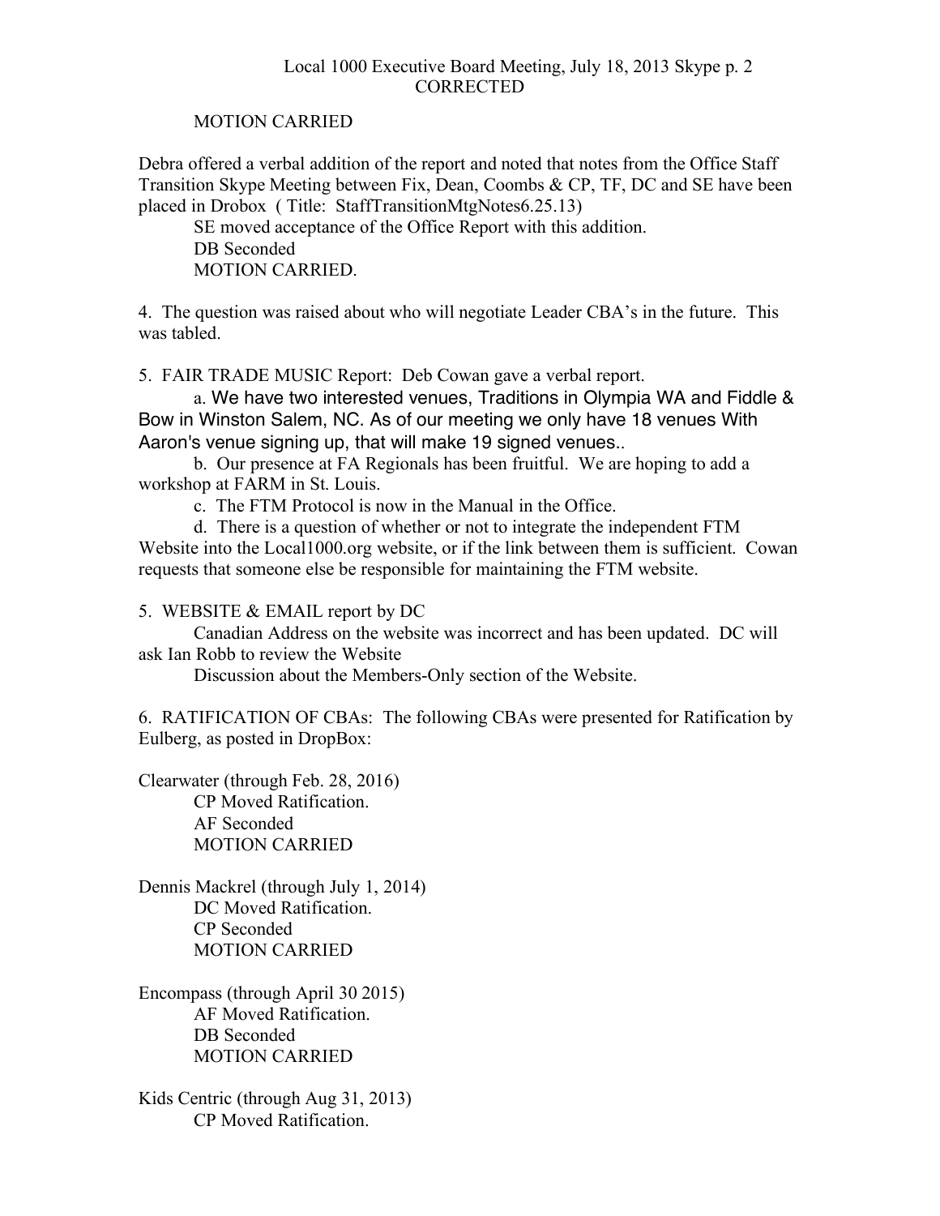MOTION CARRIED

Debra offered a verbal addition of the report and noted that notes from the Office Staff Transition Skype Meeting between Fix, Dean, Coombs & CP, TF, DC and SE have been placed in Drobox ( Title: StaffTransitionMtgNotes6.25.13)

SE moved acceptance of the Office Report with this addition.
DB Seconded
MOTION CARRIED.

4. The question was raised about who will negotiate Leader CBA's in the future. This was tabled.

5. FAIR TRADE MUSIC Report: Deb Cowan gave a verbal report.

a. We have two interested venues, Traditions in Olympia WA and Fiddle & Bow in Winston Salem, NC. As of our meeting we only have 18 venues With Aaron's venue signing up, that will make 19 signed venues..

b. Our presence at FA Regionals has been fruitful. We are hoping to add a workshop at FARM in St. Louis.

c. The FTM Protocol is now in the Manual in the Office.

d. There is a question of whether or not to integrate the independent FTM Website into the Local1000.org website, or if the link between them is sufficient. Cowan requests that someone else be responsible for maintaining the FTM website.

5. WEBSITE & EMAIL report by DC

Canadian Address on the website was incorrect and has been updated. DC will ask Ian Robb to review the Website

Discussion about the Members-Only section of the Website.

6. RATIFICATION OF CBAs: The following CBAs were presented for Ratification by Eulberg, as posted in DropBox:

Clearwater (through Feb. 28, 2016)
CP Moved Ratification.
AF Seconded
MOTION CARRIED

Dennis Mackrel (through July 1, 2014)
DC Moved Ratification.
CP Seconded
MOTION CARRIED

Encompass (through April 30 2015)
AF Moved Ratification.
DB Seconded
MOTION CARRIED

Kids Centric (through Aug 31, 2013)
CP Moved Ratification.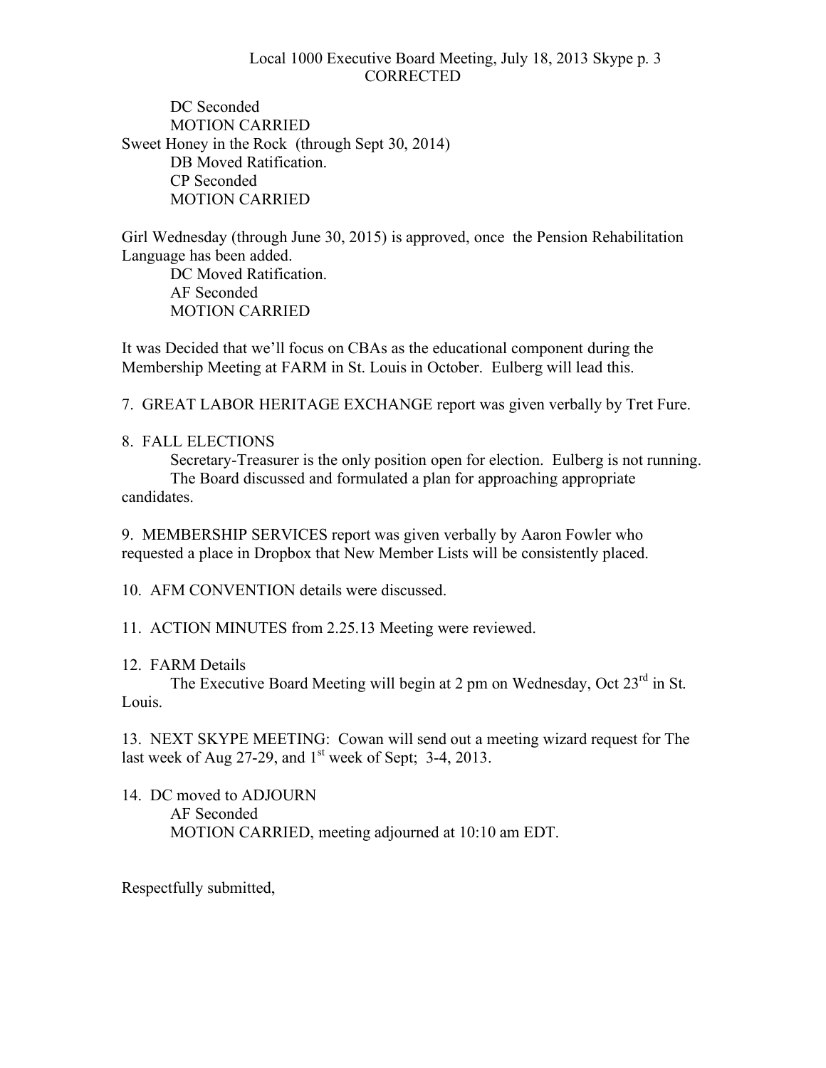DC Seconded
MOTION CARRIED

Sweet Honey in the Rock (through Sept 30, 2014)
DB Moved Ratification.
CP Seconded
MOTION CARRIED

Girl Wednesday (through June 30, 2015) is approved, once the Pension Rehabilitation Language has been added.
DC Moved Ratification.
AF Seconded
MOTION CARRIED

It was Decided that we'll focus on CBAs as the educational component during the Membership Meeting at FARM in St. Louis in October. Eulberg will lead this.

7. GREAT LABOR HERITAGE EXCHANGE report was given verbally by Tret Fure.

8. FALL ELECTIONS
Secretary-Treasurer is the only position open for election. Eulberg is not running.
The Board discussed and formulated a plan for approaching appropriate candidates.

9. MEMBERSHIP SERVICES report was given verbally by Aaron Fowler who requested a place in Dropbox that New Member Lists will be consistently placed.

10. AFM CONVENTION details were discussed.

11. ACTION MINUTES from 2.25.13 Meeting were reviewed.

12. FARM Details
The Executive Board Meeting will begin at 2 pm on Wednesday, Oct 23rd in St. Louis.

13. NEXT SKYPE MEETING: Cowan will send out a meeting wizard request for The last week of Aug 27-29, and 1st week of Sept; 3-4, 2013.

14. DC moved to ADJOURN
AF Seconded
MOTION CARRIED, meeting adjourned at 10:10 am EDT.

Respectfully submitted,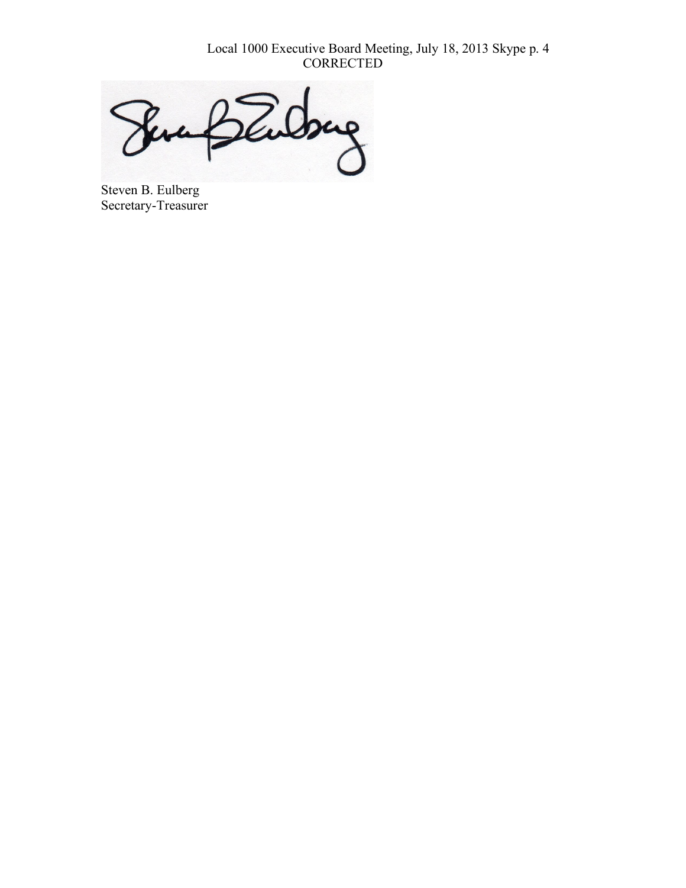Steven B. Eulberg
Secretary-Treasurer